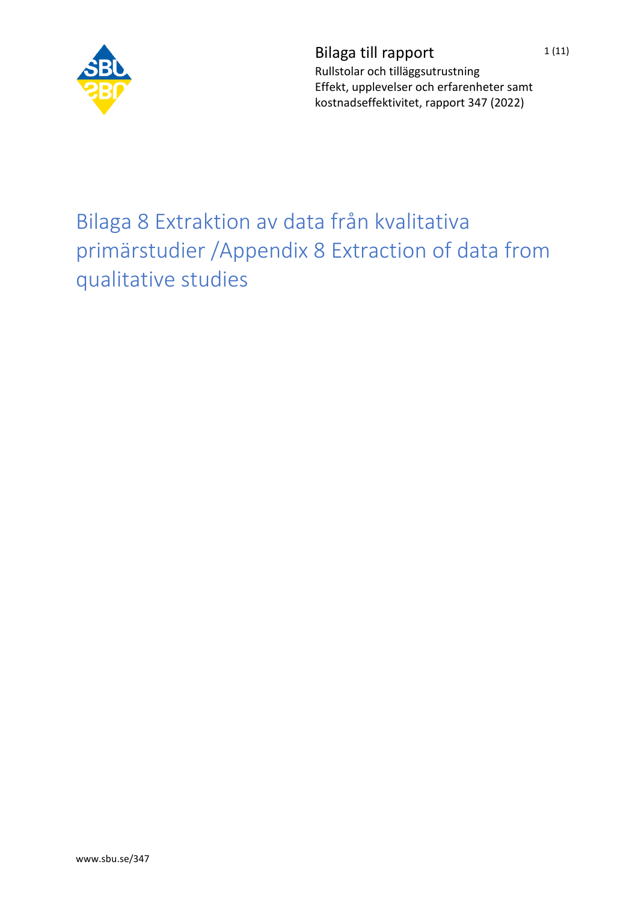Bilaga till rapport
Rullstolar och tilläggsutrustning
Effekt, upplevelser och erfarenheter samt kostnadseffektivitet, rapport 347 (2022)

# Bilaga 8 Extraktion av data från kvalitativa primärstudier /Appendix 8 Extraction of data from qualitative studies

www.sbu.se/347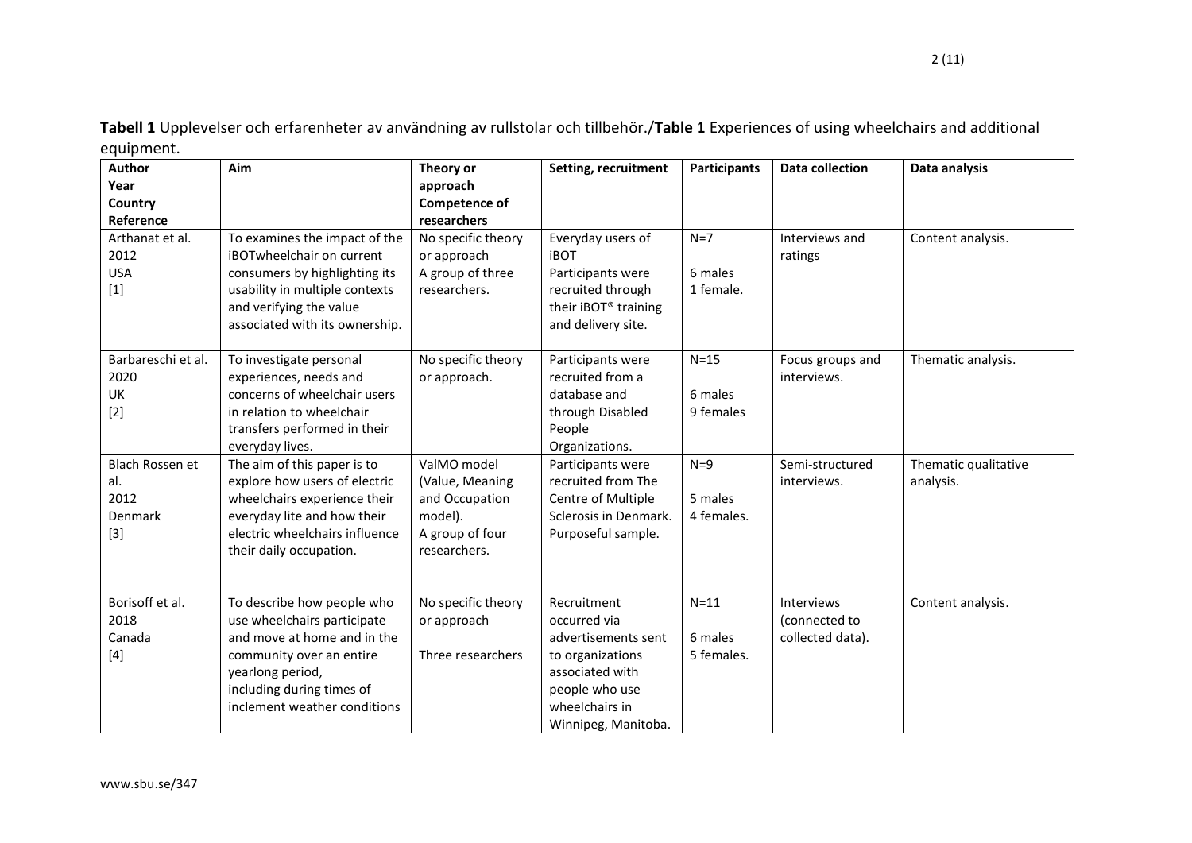**Tabell 1** Upplevelser och erfarenheter av användning av rullstolar och tillbehör./**Table 1** Experiences of using wheelchairs and additional equipment.

| Author<br>Year<br>Country<br>Reference | Aim | Theory or approach<br>Competence of researchers | Setting, recruitment | Participants | Data collection | Data analysis |
|---|---|---|---|---|---|---|
| Arthanat et al.<br>2012<br>USA<br>[1] | To examines the impact of the iBOTwheelchair on current consumers by highlighting its usability in multiple contexts and verifying the value associated with its ownership. | No specific theory or approach<br>A group of three researchers. | Everyday users of iBOT<br>Participants were recruited through their iBOT® training and delivery site. | N=7<br>6 males<br>1 female. | Interviews and ratings | Content analysis. |
| Barbareschi et al.<br>2020<br>UK<br>[2] | To investigate personal experiences, needs and concerns of wheelchair users in relation to wheelchair transfers performed in their everyday lives. | No specific theory or approach. | Participants were recruited from a database and through Disabled People Organizations. | N=15<br>6 males<br>9 females | Focus groups and interviews. | Thematic analysis. |
| Blach Rossen et al.<br>2012<br>Denmark<br>[3] | The aim of this paper is to explore how users of electric wheelchairs experience their everyday lite and how their electric wheelchairs influence their daily occupation. | ValMO model (Value, Meaning and Occupation model).<br>A group of four researchers. | Participants were recruited from The Centre of Multiple Sclerosis in Denmark. Purposeful sample. | N=9<br>5 males<br>4 females. | Semi-structured interviews. | Thematic qualitative analysis. |
| Borisoff et al.<br>2018<br>Canada<br>[4] | To describe how people who use wheelchairs participate and move at home and in the community over an entire yearlong period, including during times of inclement weather conditions | No specific theory or approach<br>Three researchers | Recruitment occurred via advertisements sent to organizations associated with people who use wheelchairs in Winnipeg, Manitoba. | N=11<br>6 males<br>5 females. | Interviews (connected to collected data). | Content analysis. |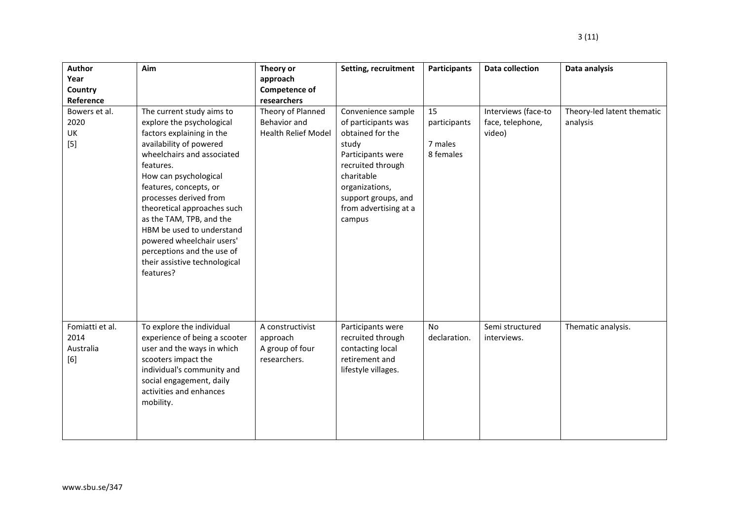| Author<br>Year<br>Country<br>Reference | Aim | Theory or approach<br>Competence of researchers | Setting, recruitment | Participants | Data collection | Data analysis |
|---|---|---|---|---|---|---|
| Bowers et al.<br>2020<br>UK<br>[5] | The current study aims to explore the psychological factors explaining in the availability of powered wheelchairs and associated features.<br>How can psychological features, concepts, or processes derived from theoretical approaches such as the TAM, TPB, and the HBM be used to understand powered wheelchair users' perceptions and the use of their assistive technological features? | Theory of Planned Behavior and Health Relief Model | Convenience sample of participants was obtained for the study<br>Participants were recruited through charitable organizations, support groups, and from advertising at a campus | 15 participants<br>7 males<br>8 females | Interviews (face-to face, telephone, video) | Theory-led latent thematic analysis |
| Fomiatti et al.<br>2014<br>Australia<br>[6] | To explore the individual experience of being a scooter user and the ways in which scooters impact the individual's community and social engagement, daily activities and enhances mobility. | A constructivist approach<br>A group of four researchers. | Participants were recruited through contacting local retirement and lifestyle villages. | No declaration. | Semi structured interviews. | Thematic analysis. |

www.sbu.se/347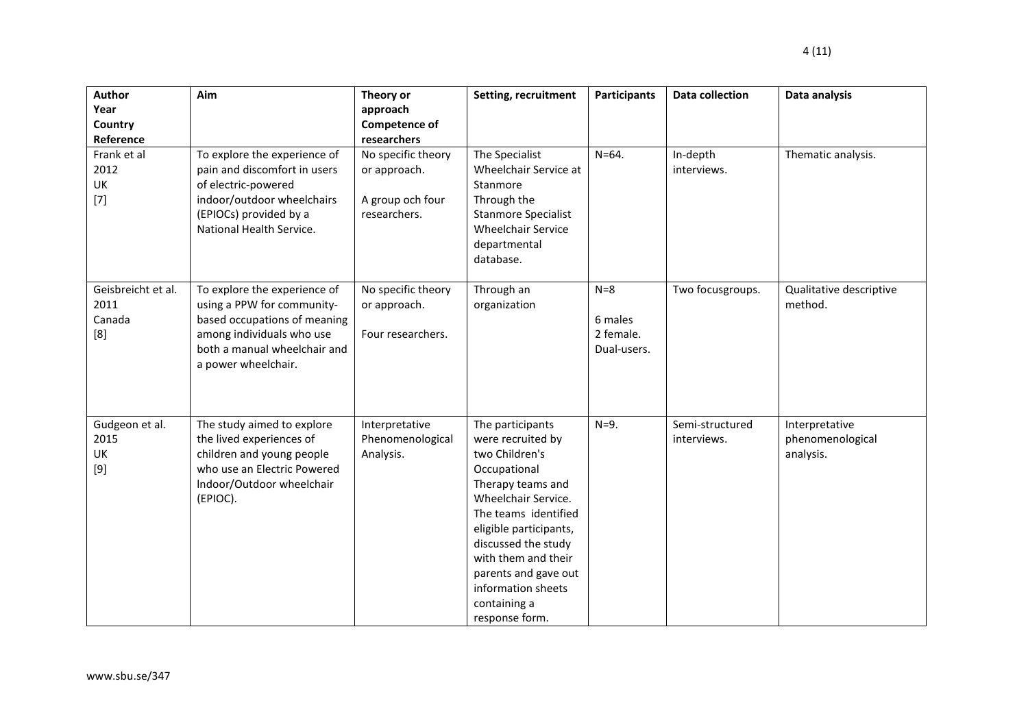| Author<br>Year<br>Country<br>Reference | Aim | Theory or approach<br>Competence of researchers | Setting, recruitment | Participants | Data collection | Data analysis |
|---|---|---|---|---|---|---|
| Frank et al<br>2012<br>UK<br>[7] | To explore the experience of pain and discomfort in users of electric-powered indoor/outdoor wheelchairs (EPIOCs) provided by a National Health Service. | No specific theory or approach.<br><br>A group och four researchers. | The Specialist Wheelchair Service at Stanmore<br>Through the Stanmore Specialist Wheelchair Service departmental database. | N=64. | In-depth interviews. | Thematic analysis. |
| Geisbreicht et al.<br>2011<br>Canada<br>[8] | To explore the experience of using a PPW for community-based occupations of meaning among individuals who use both a manual wheelchair and a power wheelchair. | No specific theory or approach.<br><br>Four researchers. | Through an organization | N=8<br><br>6 males<br>2 female.<br>Dual-users. | Two focusgroups. | Qualitative descriptive method. |
| Gudgeon et al.<br>2015<br>UK<br>[9] | The study aimed to explore the lived experiences of children and young people who use an Electric Powered Indoor/Outdoor wheelchair (EPIOC). | Interpretative Phenomenological Analysis. | The participants were recruited by two Children's Occupational Therapy teams and Wheelchair Service. The teams identified eligible participants, discussed the study with them and their parents and gave out information sheets containing a response form. | N=9. | Semi-structured interviews. | Interpretative phenomenological analysis. |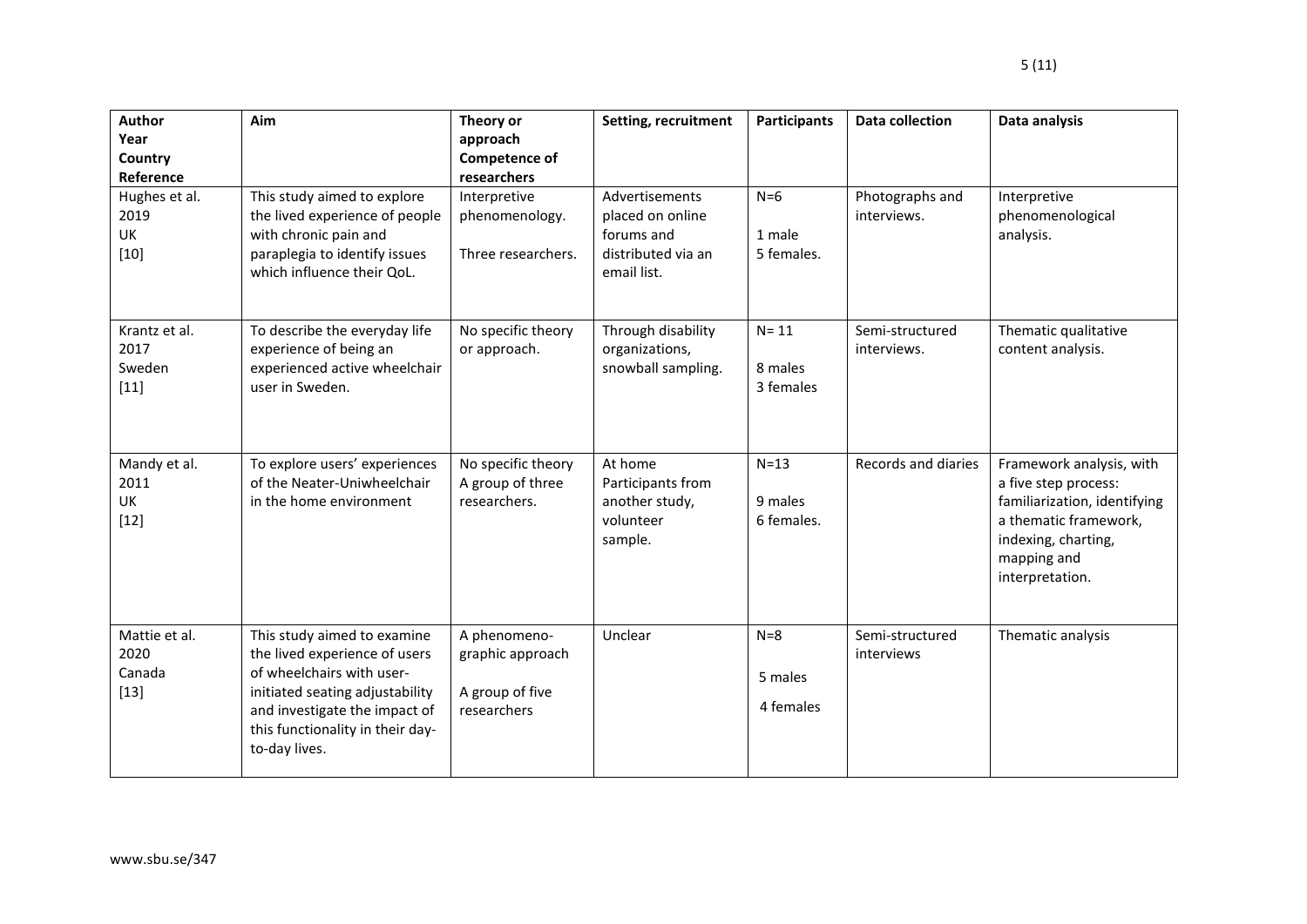| Author<br>Year<br>Country<br>Reference | Aim | Theory or approach<br>Competence of researchers | Setting, recruitment | Participants | Data collection | Data analysis |
|---|---|---|---|---|---|---|
| Hughes et al.<br>2019<br>UK<br>[10] | This study aimed to explore the lived experience of people with chronic pain and paraplegia to identify issues which influence their QoL. | Interpretive phenomenology.<br><br>Three researchers. | Advertisements placed on online forums and distributed via an email list. | N=6<br><br>1 male<br>5 females. | Photographs and interviews. | Interpretive phenomenological analysis. |
| Krantz et al.<br>2017<br>Sweden<br>[11] | To describe the everyday life experience of being an experienced active wheelchair user in Sweden. | No specific theory or approach. | Through disability organizations, snowball sampling. | N= 11<br><br>8 males<br>3 females | Semi-structured interviews. | Thematic qualitative content analysis. |
| Mandy et al.<br>2011<br>UK<br>[12] | To explore users' experiences of the Neater-Uniwheelchair in the home environment | No specific theory<br>A group of three researchers. | At home<br>Participants from another study, volunteer sample. | N=13<br><br>9 males<br>6 females. | Records and diaries | Framework analysis, with a five step process: familiarization, identifying a thematic framework, indexing, charting, mapping and interpretation. |
| Mattie et al.<br>2020<br>Canada<br>[13] | This study aimed to examine the lived experience of users of wheelchairs with user-initiated seating adjustability and investigate the impact of this functionality in their day-to-day lives. | A phenomeno-graphic approach<br><br>A group of five researchers | Unclear | N=8<br><br>5 males<br><br>4 females | Semi-structured interviews | Thematic analysis |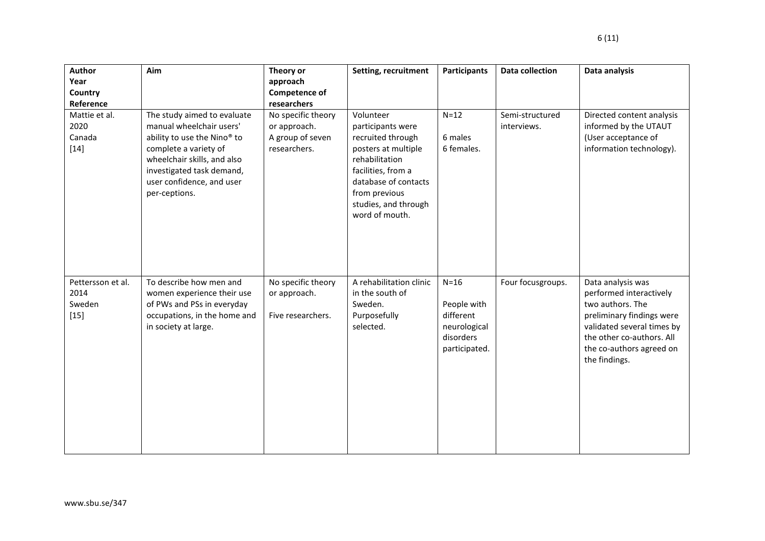| Author<br>Year<br>Country<br>Reference | Aim | Theory or approach<br>Competence of researchers | Setting, recruitment | Participants | Data collection | Data analysis |
|---|---|---|---|---|---|---|
| Mattie et al.<br>2020<br>Canada<br>[14] | The study aimed to evaluate manual wheelchair users' ability to use the Nino® to complete a variety of wheelchair skills, and also investigated task demand, user confidence, and user per-ceptions. | No specific theory or approach.<br>A group of seven researchers. | Volunteer participants were recruited through posters at multiple rehabilitation facilities, from a database of contacts from previous studies, and through word of mouth. | N=12<br>6 males<br>6 females. | Semi-structured interviews. | Directed content analysis informed by the UTAUT (User acceptance of information technology). |
| Pettersson et al.<br>2014<br>Sweden<br>[15] | To describe how men and women experience their use of PWs and PSs in everyday occupations, in the home and in society at large. | No specific theory or approach.<br>Five researchers. | A rehabilitation clinic in the south of Sweden.<br>Purposefully selected. | N=16<br>People with different neurological disorders participated. | Four focusgroups. | Data analysis was performed interactively two authors. The preliminary findings were validated several times by the other co-authors. All the co-authors agreed on the findings. |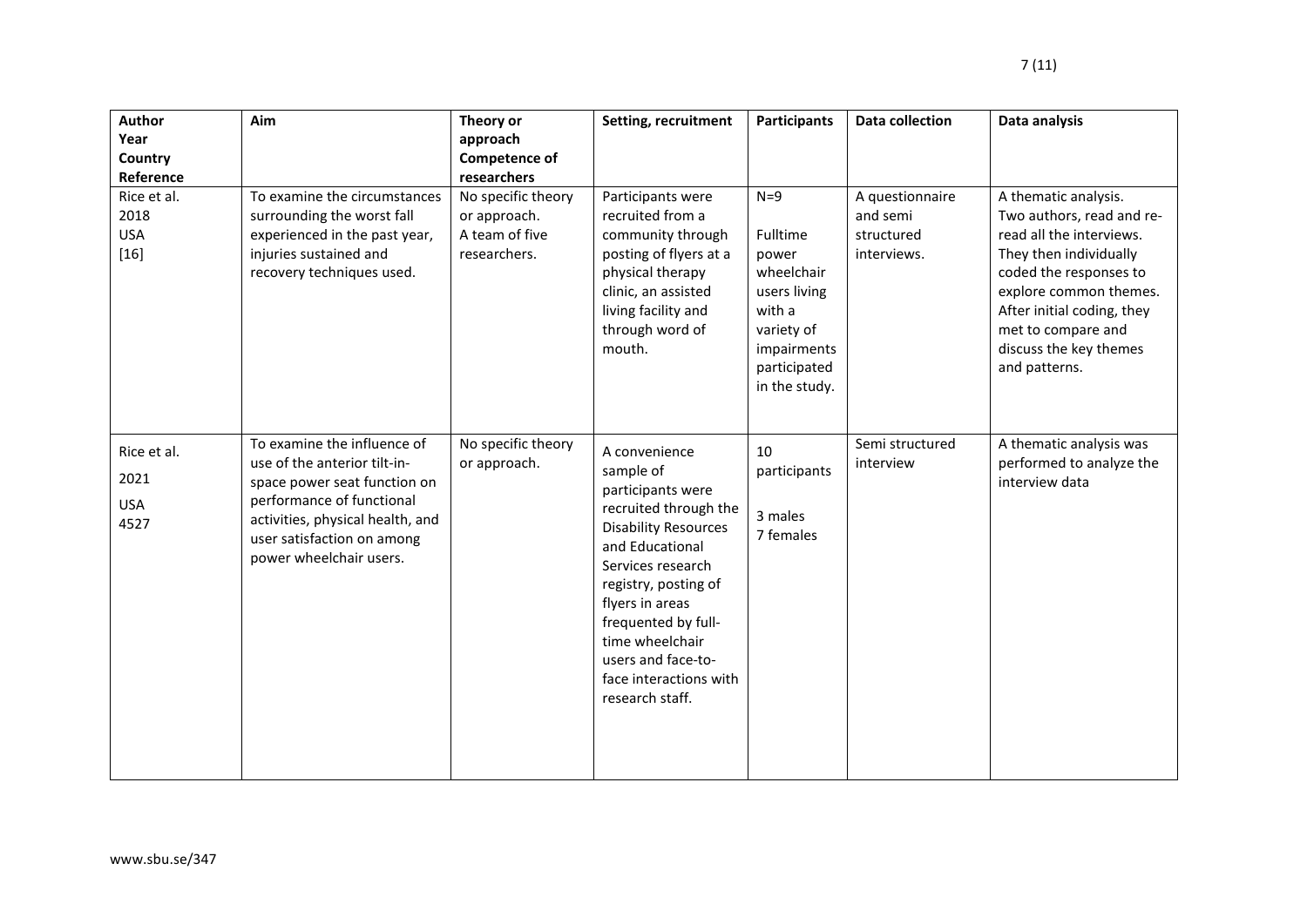| Author Year Country Reference | Aim | Theory or approach Competence of researchers | Setting, recruitment | Participants | Data collection | Data analysis |
|---|---|---|---|---|---|---|
| Rice et al. 2018 USA [16] | To examine the circumstances surrounding the worst fall experienced in the past year, injuries sustained and recovery techniques used. | No specific theory or approach. A team of five researchers. | Participants were recruited from a community through posting of flyers at a physical therapy clinic, an assisted living facility and through word of mouth. | N=9 Fulltime power wheelchair users living with a variety of impairments participated in the study. | A questionnaire and semi structured interviews. | A thematic analysis. Two authors, read and re-read all the interviews. They then individually coded the responses to explore common themes. After initial coding, they met to compare and discuss the key themes and patterns. |
| Rice et al. 2021 USA 4527 | To examine the influence of use of the anterior tilt-in-space power seat function on performance of functional activities, physical health, and user satisfaction on among power wheelchair users. | No specific theory or approach. | A convenience sample of participants were recruited through the Disability Resources and Educational Services research registry, posting of flyers in areas frequented by full-time wheelchair users and face-to-face interactions with research staff. | 10 participants 3 males 7 females | Semi structured interview | A thematic analysis was performed to analyze the interview data |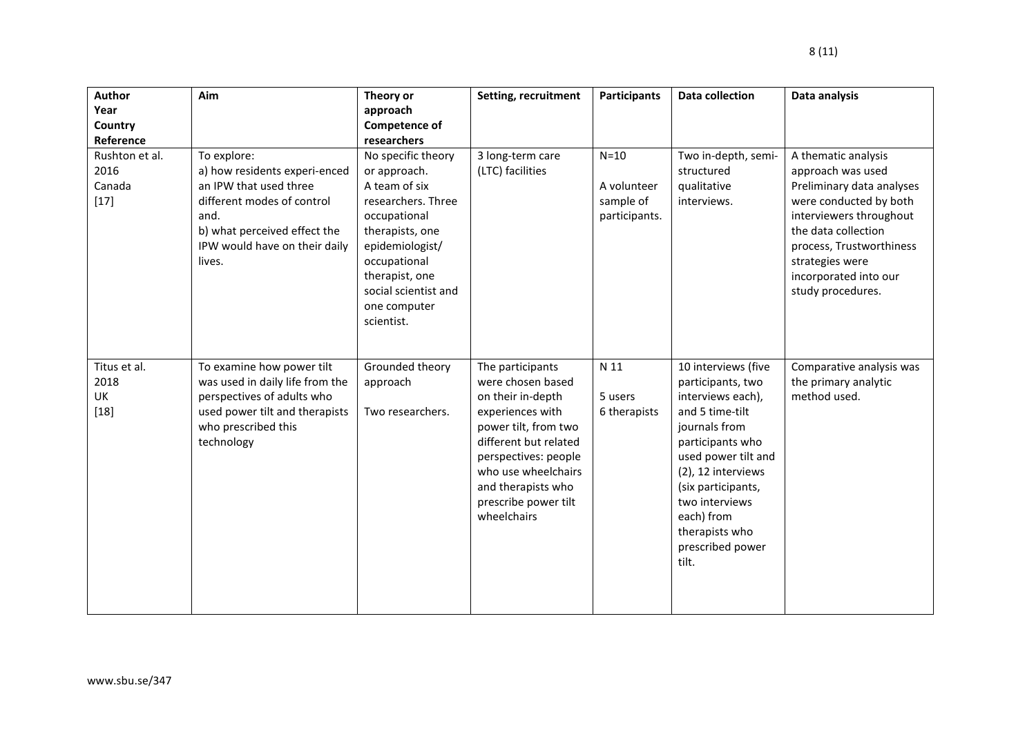| Author<br>Year<br>Country<br>Reference | Aim | Theory or approach<br>Competence of researchers | Setting, recruitment | Participants | Data collection | Data analysis |
|---|---|---|---|---|---|---|
| Rushton et al.<br>2016<br>Canada<br>[17] | To explore:<br>a) how residents experi-enced an IPW that used three different modes of control and.<br>b) what perceived effect the IPW would have on their daily lives. | No specific theory or approach.<br>A team of six researchers. Three occupational therapists, one epidemiologist/ occupational therapist, one social scientist and one computer scientist. | 3 long-term care (LTC) facilities | N=10<br><br>A volunteer sample of participants. | Two in-depth, semi-structured qualitative interviews. | A thematic analysis approach was used Preliminary data analyses were conducted by both interviewers throughout the data collection process, Trustworthiness strategies were incorporated into our study procedures. |
| Titus et al.<br>2018<br>UK<br>[18] | To examine how power tilt was used in daily life from the perspectives of adults who used power tilt and therapists who prescribed this technology | Grounded theory approach<br><br>Two researchers. | The participants were chosen based on their in-depth experiences with power tilt, from two different but related perspectives: people who use wheelchairs and therapists who prescribe power tilt wheelchairs | N 11<br><br>5 users<br>6 therapists | 10 interviews (five participants, two interviews each), and 5 time-tilt journals from participants who used power tilt and (2), 12 interviews (six participants, two interviews each) from therapists who prescribed power tilt. | Comparative analysis was the primary analytic method used. |

www.sbu.se/347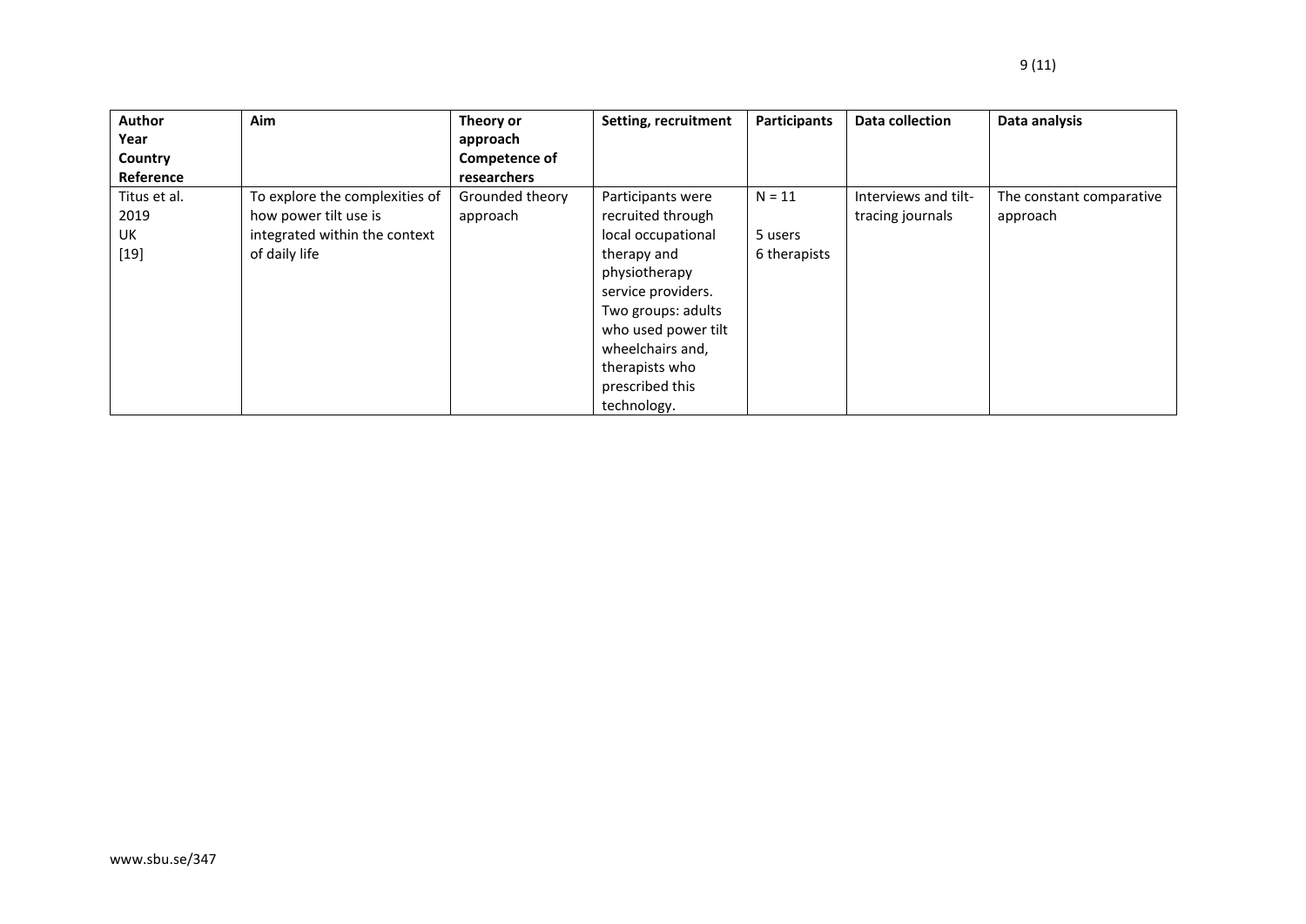| Author<br>Year<br>Country<br>Reference | Aim | Theory or approach<br>Competence of researchers | Setting, recruitment | Participants | Data collection | Data analysis |
|---|---|---|---|---|---|---|
| Titus et al.<br>2019<br>UK<br>[19] | To explore the complexities of how power tilt use is integrated within the context of daily life | Grounded theory approach | Participants were recruited through local occupational therapy and physiotherapy service providers. Two groups: adults who used power tilt wheelchairs and, therapists who prescribed this technology. | N = 11<br><br>5 users<br>6 therapists | Interviews and tilt-tracing journals | The constant comparative approach |

www.sbu.se/347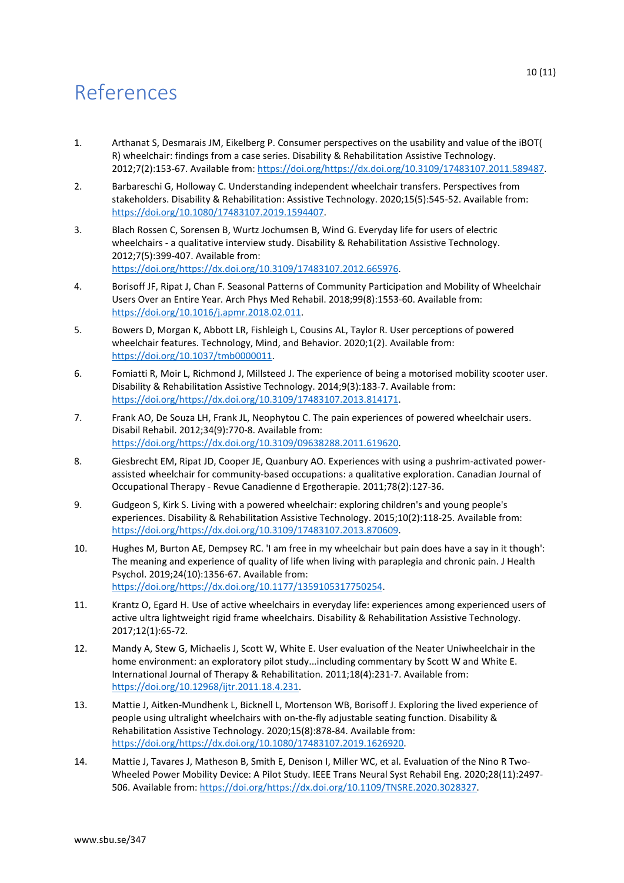# References

1. Arthanat S, Desmarais JM, Eikelberg P. Consumer perspectives on the usability and value of the iBOT(R) wheelchair: findings from a case series. Disability & Rehabilitation Assistive Technology. 2012;7(2):153-67. Available from: https://doi.org/https://dx.doi.org/10.3109/17483107.2011.589487.

2. Barbareschi G, Holloway C. Understanding independent wheelchair transfers. Perspectives from stakeholders. Disability & Rehabilitation: Assistive Technology. 2020;15(5):545-52. Available from: https://doi.org/10.1080/17483107.2019.1594407.

3. Blach Rossen C, Sorensen B, Wurtz Jochumsen B, Wind G. Everyday life for users of electric wheelchairs - a qualitative interview study. Disability & Rehabilitation Assistive Technology. 2012;7(5):399-407. Available from: https://doi.org/https://dx.doi.org/10.3109/17483107.2012.665976.

4. Borisoff JF, Ripat J, Chan F. Seasonal Patterns of Community Participation and Mobility of Wheelchair Users Over an Entire Year. Arch Phys Med Rehabil. 2018;99(8):1553-60. Available from: https://doi.org/10.1016/j.apmr.2018.02.011.

5. Bowers D, Morgan K, Abbott LR, Fishleigh L, Cousins AL, Taylor R. User perceptions of powered wheelchair features. Technology, Mind, and Behavior. 2020;1(2). Available from: https://doi.org/10.1037/tmb0000011.

6. Fomiatti R, Moir L, Richmond J, Millsteed J. The experience of being a motorised mobility scooter user. Disability & Rehabilitation Assistive Technology. 2014;9(3):183-7. Available from: https://doi.org/https://dx.doi.org/10.3109/17483107.2013.814171.

7. Frank AO, De Souza LH, Frank JL, Neophytou C. The pain experiences of powered wheelchair users. Disabil Rehabil. 2012;34(9):770-8. Available from: https://doi.org/https://dx.doi.org/10.3109/09638288.2011.619620.

8. Giesbrecht EM, Ripat JD, Cooper JE, Quanbury AO. Experiences with using a pushrim-activated power-assisted wheelchair for community-based occupations: a qualitative exploration. Canadian Journal of Occupational Therapy - Revue Canadienne d Ergotherapie. 2011;78(2):127-36.

9. Gudgeon S, Kirk S. Living with a powered wheelchair: exploring children's and young people's experiences. Disability & Rehabilitation Assistive Technology. 2015;10(2):118-25. Available from: https://doi.org/https://dx.doi.org/10.3109/17483107.2013.870609.

10. Hughes M, Burton AE, Dempsey RC. 'I am free in my wheelchair but pain does have a say in it though': The meaning and experience of quality of life when living with paraplegia and chronic pain. J Health Psychol. 2019;24(10):1356-67. Available from: https://doi.org/https://dx.doi.org/10.1177/1359105317750254.

11. Krantz O, Egard H. Use of active wheelchairs in everyday life: experiences among experienced users of active ultra lightweight rigid frame wheelchairs. Disability & Rehabilitation Assistive Technology. 2017;12(1):65-72.

12. Mandy A, Stew G, Michaelis J, Scott W, White E. User evaluation of the Neater Uniwheelchair in the home environment: an exploratory pilot study...including commentary by Scott W and White E. International Journal of Therapy & Rehabilitation. 2011;18(4):231-7. Available from: https://doi.org/10.12968/ijtr.2011.18.4.231.

13. Mattie J, Aitken-Mundhenk L, Bicknell L, Mortenson WB, Borisoff J. Exploring the lived experience of people using ultralight wheelchairs with on-the-fly adjustable seating function. Disability & Rehabilitation Assistive Technology. 2020;15(8):878-84. Available from: https://doi.org/https://dx.doi.org/10.1080/17483107.2019.1626920.

14. Mattie J, Tavares J, Matheson B, Smith E, Denison I, Miller WC, et al. Evaluation of the Nino R Two-Wheeled Power Mobility Device: A Pilot Study. IEEE Trans Neural Syst Rehabil Eng. 2020;28(11):2497-506. Available from: https://doi.org/https://dx.doi.org/10.1109/TNSRE.2020.3028327.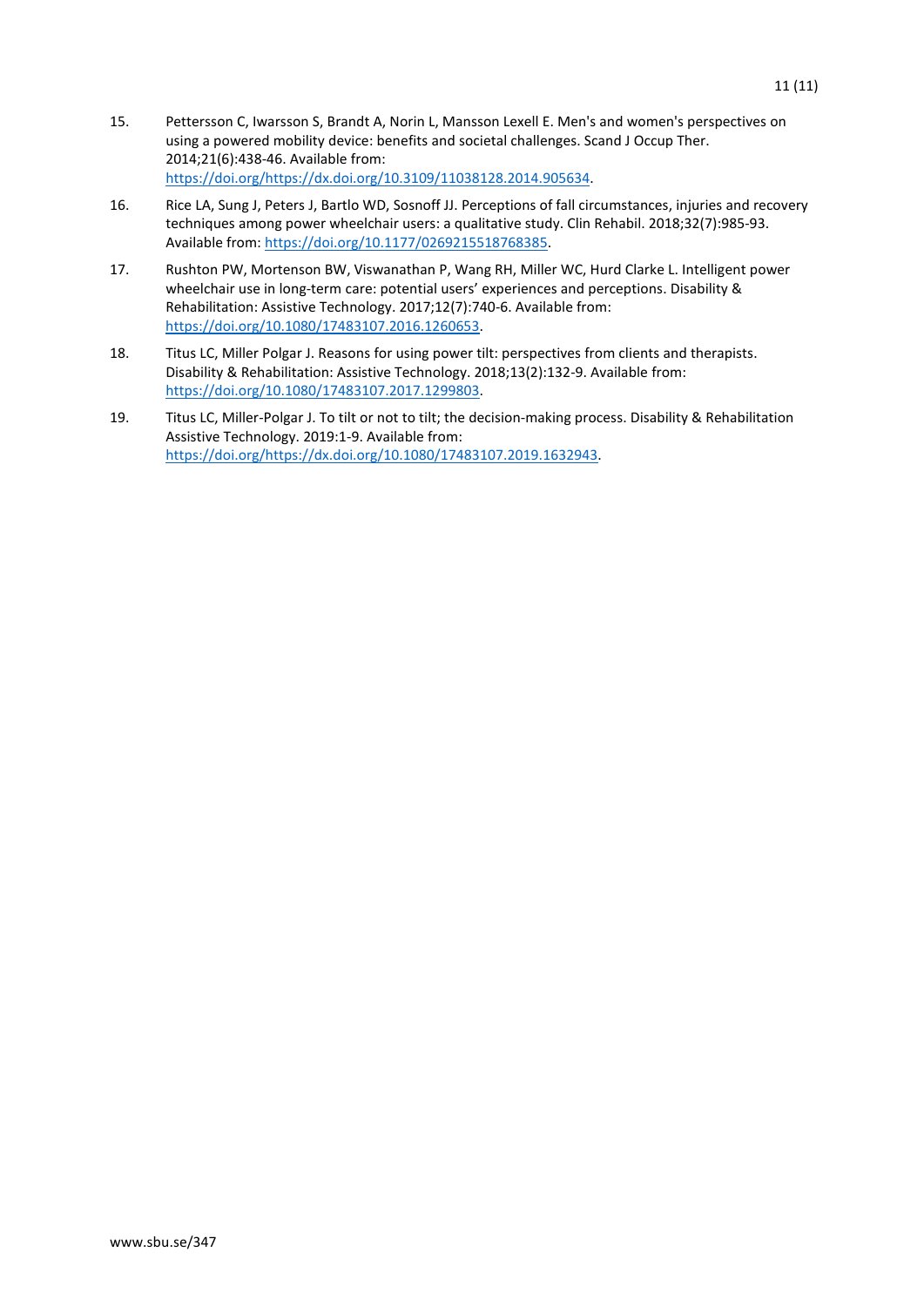15. Pettersson C, Iwarsson S, Brandt A, Norin L, Mansson Lexell E. Men's and women's perspectives on using a powered mobility device: benefits and societal challenges. Scand J Occup Ther. 2014;21(6):438-46. Available from: https://doi.org/https://dx.doi.org/10.3109/11038128.2014.905634.

16. Rice LA, Sung J, Peters J, Bartlo WD, Sosnoff JJ. Perceptions of fall circumstances, injuries and recovery techniques among power wheelchair users: a qualitative study. Clin Rehabil. 2018;32(7):985-93. Available from: https://doi.org/10.1177/0269215518768385.

17. Rushton PW, Mortenson BW, Viswanathan P, Wang RH, Miller WC, Hurd Clarke L. Intelligent power wheelchair use in long-term care: potential users' experiences and perceptions. Disability & Rehabilitation: Assistive Technology. 2017;12(7):740-6. Available from: https://doi.org/10.1080/17483107.2016.1260653.

18. Titus LC, Miller Polgar J. Reasons for using power tilt: perspectives from clients and therapists. Disability & Rehabilitation: Assistive Technology. 2018;13(2):132-9. Available from: https://doi.org/10.1080/17483107.2017.1299803.

19. Titus LC, Miller-Polgar J. To tilt or not to tilt; the decision-making process. Disability & Rehabilitation Assistive Technology. 2019:1-9. Available from: https://doi.org/https://dx.doi.org/10.1080/17483107.2019.1632943.